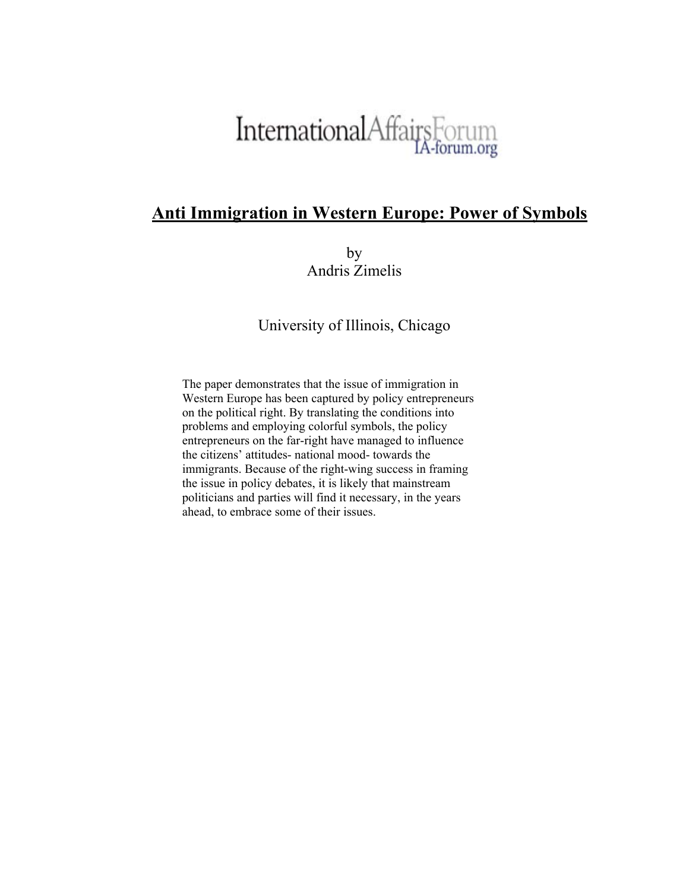InternationalAffairsForum
IA-forum.org

# Anti Immigration in Western Europe: Power of Symbols

by
Andris Zimelis

University of Illinois, Chicago

The paper demonstrates that the issue of immigration in Western Europe has been captured by policy entrepreneurs on the political right. By translating the conditions into problems and employing colorful symbols, the policy entrepreneurs on the far-right have managed to influence the citizens' attitudes- national mood- towards the immigrants. Because of the right-wing success in framing the issue in policy debates, it is likely that mainstream politicians and parties will find it necessary, in the years ahead, to embrace some of their issues.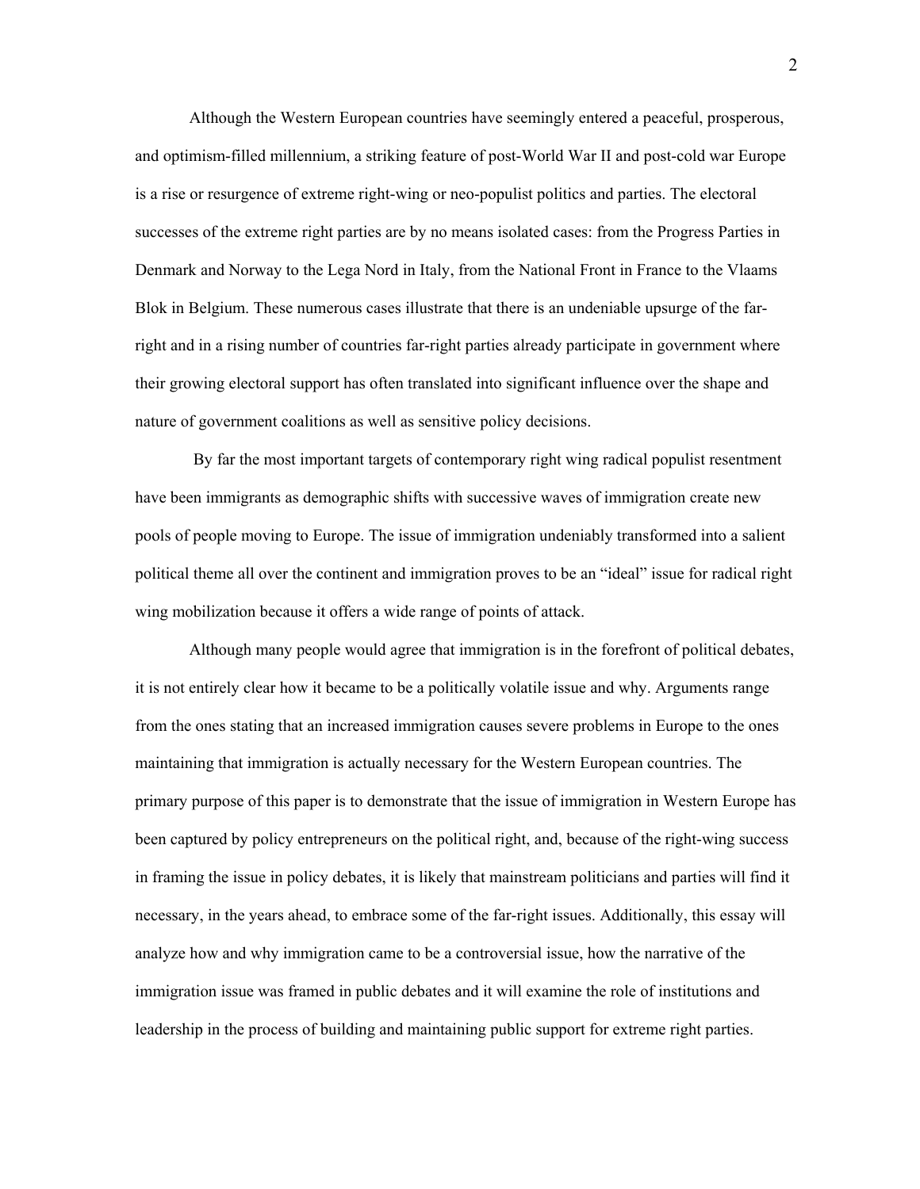Although the Western European countries have seemingly entered a peaceful, prosperous, and optimism-filled millennium, a striking feature of post-World War II and post-cold war Europe is a rise or resurgence of extreme right-wing or neo-populist politics and parties. The electoral successes of the extreme right parties are by no means isolated cases: from the Progress Parties in Denmark and Norway to the Lega Nord in Italy, from the National Front in France to the Vlaams Blok in Belgium. These numerous cases illustrate that there is an undeniable upsurge of the far-right and in a rising number of countries far-right parties already participate in government where their growing electoral support has often translated into significant influence over the shape and nature of government coalitions as well as sensitive policy decisions.

By far the most important targets of contemporary right wing radical populist resentment have been immigrants as demographic shifts with successive waves of immigration create new pools of people moving to Europe. The issue of immigration undeniably transformed into a salient political theme all over the continent and immigration proves to be an "ideal" issue for radical right wing mobilization because it offers a wide range of points of attack.

Although many people would agree that immigration is in the forefront of political debates, it is not entirely clear how it became to be a politically volatile issue and why. Arguments range from the ones stating that an increased immigration causes severe problems in Europe to the ones maintaining that immigration is actually necessary for the Western European countries. The primary purpose of this paper is to demonstrate that the issue of immigration in Western Europe has been captured by policy entrepreneurs on the political right, and, because of the right-wing success in framing the issue in policy debates, it is likely that mainstream politicians and parties will find it necessary, in the years ahead, to embrace some of the far-right issues. Additionally, this essay will analyze how and why immigration came to be a controversial issue, how the narrative of the immigration issue was framed in public debates and it will examine the role of institutions and leadership in the process of building and maintaining public support for extreme right parties.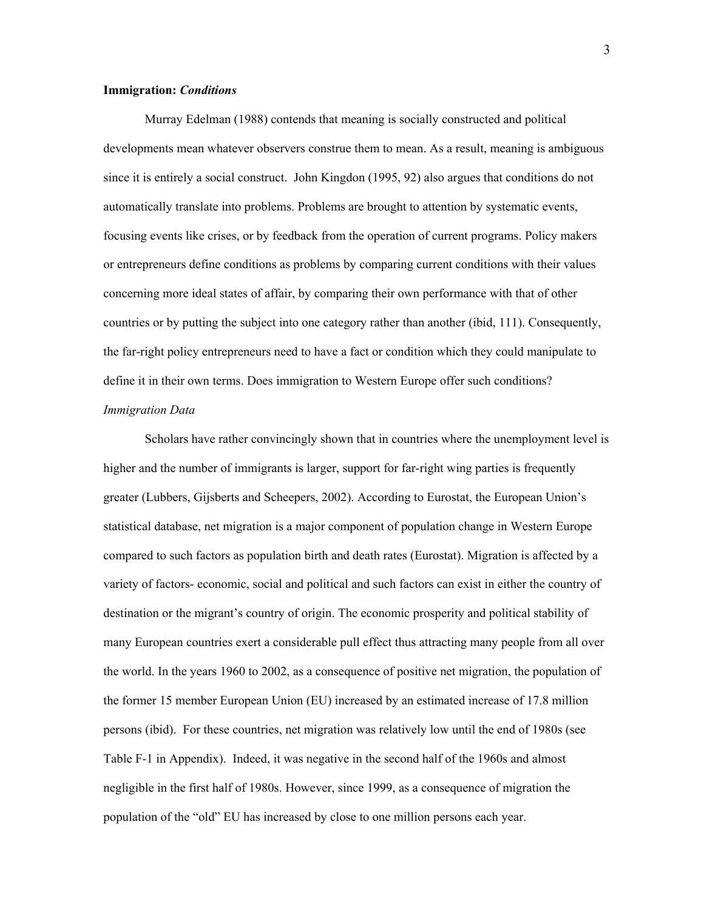**Immigration: *Conditions***

Murray Edelman (1988) contends that meaning is socially constructed and political developments mean whatever observers construe them to mean. As a result, meaning is ambiguous since it is entirely a social construct. John Kingdon (1995, 92) also argues that conditions do not automatically translate into problems. Problems are brought to attention by systematic events, focusing events like crises, or by feedback from the operation of current programs. Policy makers or entrepreneurs define conditions as problems by comparing current conditions with their values concerning more ideal states of affair, by comparing their own performance with that of other countries or by putting the subject into one category rather than another (ibid, 111). Consequently, the far-right policy entrepreneurs need to have a fact or condition which they could manipulate to define it in their own terms. Does immigration to Western Europe offer such conditions?

*Immigration Data*

Scholars have rather convincingly shown that in countries where the unemployment level is higher and the number of immigrants is larger, support for far-right wing parties is frequently greater (Lubbers, Gijsberts and Scheepers, 2002). According to Eurostat, the European Union's statistical database, net migration is a major component of population change in Western Europe compared to such factors as population birth and death rates (Eurostat). Migration is affected by a variety of factors- economic, social and political and such factors can exist in either the country of destination or the migrant's country of origin. The economic prosperity and political stability of many European countries exert a considerable pull effect thus attracting many people from all over the world. In the years 1960 to 2002, as a consequence of positive net migration, the population of the former 15 member European Union (EU) increased by an estimated increase of 17.8 million persons (ibid). For these countries, net migration was relatively low until the end of 1980s (see Table F-1 in Appendix). Indeed, it was negative in the second half of the 1960s and almost negligible in the first half of 1980s. However, since 1999, as a consequence of migration the population of the "old" EU has increased by close to one million persons each year.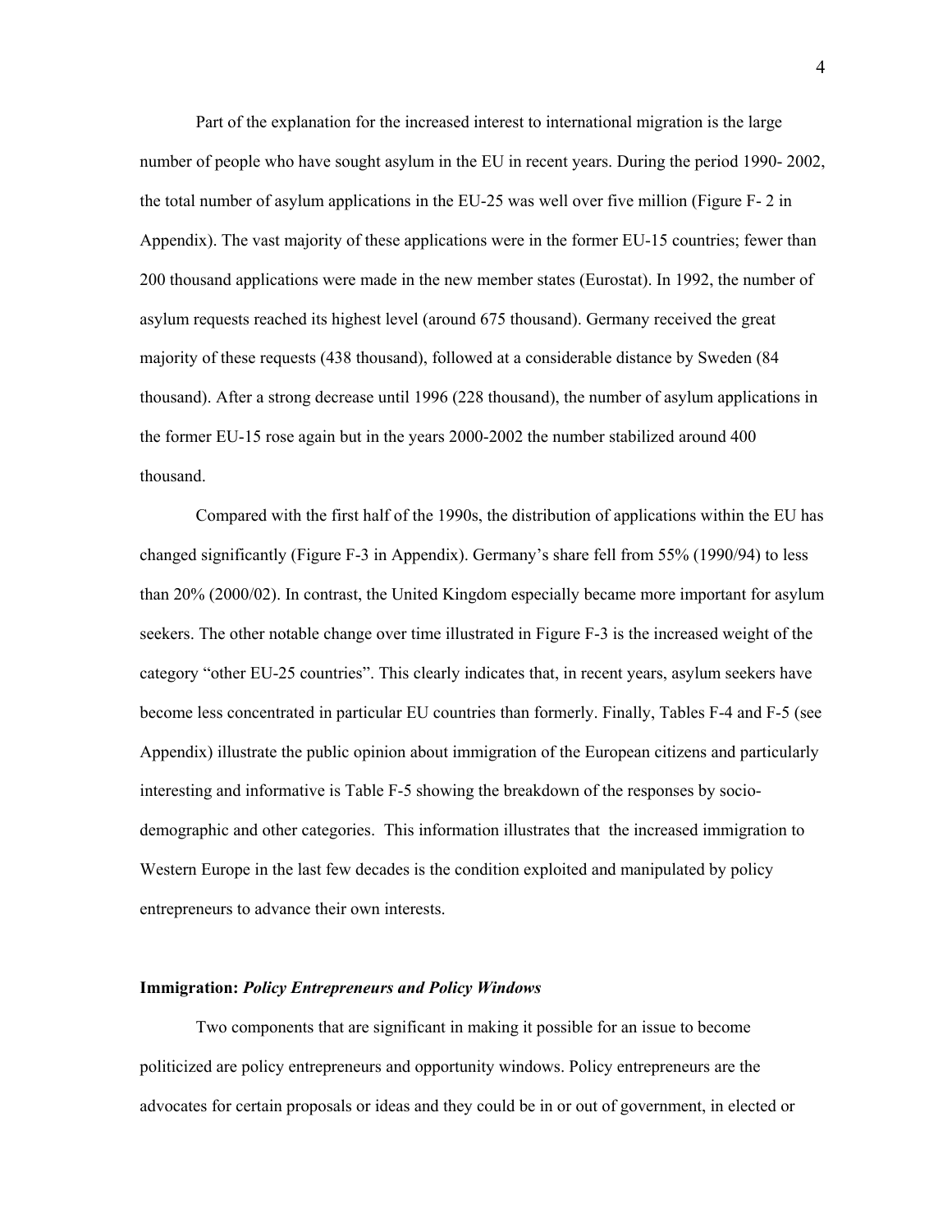Part of the explanation for the increased interest to international migration is the large number of people who have sought asylum in the EU in recent years. During the period 1990- 2002, the total number of asylum applications in the EU-25 was well over five million (Figure F- 2 in Appendix). The vast majority of these applications were in the former EU-15 countries; fewer than 200 thousand applications were made in the new member states (Eurostat). In 1992, the number of asylum requests reached its highest level (around 675 thousand). Germany received the great majority of these requests (438 thousand), followed at a considerable distance by Sweden (84 thousand). After a strong decrease until 1996 (228 thousand), the number of asylum applications in the former EU-15 rose again but in the years 2000-2002 the number stabilized around 400 thousand.

Compared with the first half of the 1990s, the distribution of applications within the EU has changed significantly (Figure F-3 in Appendix). Germany's share fell from 55% (1990/94) to less than 20% (2000/02). In contrast, the United Kingdom especially became more important for asylum seekers. The other notable change over time illustrated in Figure F-3 is the increased weight of the category "other EU-25 countries". This clearly indicates that, in recent years, asylum seekers have become less concentrated in particular EU countries than formerly. Finally, Tables F-4 and F-5 (see Appendix) illustrate the public opinion about immigration of the European citizens and particularly interesting and informative is Table F-5 showing the breakdown of the responses by socio-demographic and other categories. This information illustrates that the increased immigration to Western Europe in the last few decades is the condition exploited and manipulated by policy entrepreneurs to advance their own interests.

### **Immigration:** ***Policy Entrepreneurs and Policy Windows***

Two components that are significant in making it possible for an issue to become politicized are policy entrepreneurs and opportunity windows. Policy entrepreneurs are the advocates for certain proposals or ideas and they could be in or out of government, in elected or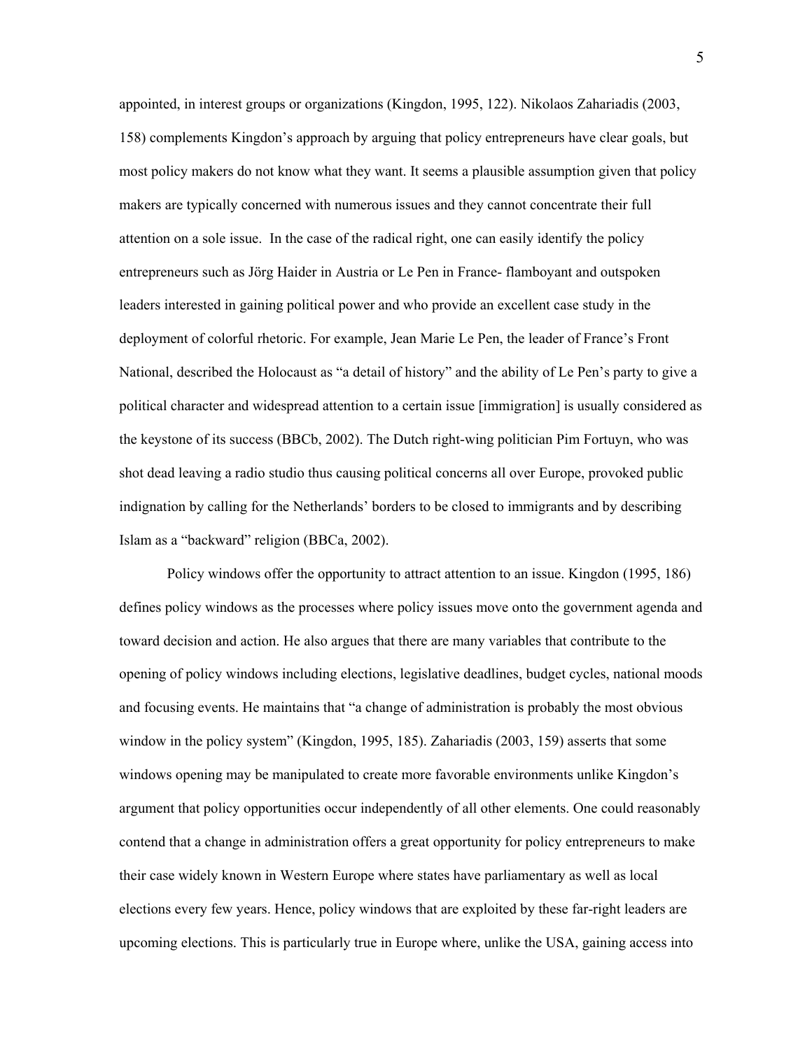appointed, in interest groups or organizations (Kingdon, 1995, 122). Nikolaos Zahariadis (2003, 158) complements Kingdon's approach by arguing that policy entrepreneurs have clear goals, but most policy makers do not know what they want. It seems a plausible assumption given that policy makers are typically concerned with numerous issues and they cannot concentrate their full attention on a sole issue. In the case of the radical right, one can easily identify the policy entrepreneurs such as Jörg Haider in Austria or Le Pen in France- flamboyant and outspoken leaders interested in gaining political power and who provide an excellent case study in the deployment of colorful rhetoric. For example, Jean Marie Le Pen, the leader of France's Front National, described the Holocaust as "a detail of history" and the ability of Le Pen's party to give a political character and widespread attention to a certain issue [immigration] is usually considered as the keystone of its success (BBCb, 2002). The Dutch right-wing politician Pim Fortuyn, who was shot dead leaving a radio studio thus causing political concerns all over Europe, provoked public indignation by calling for the Netherlands' borders to be closed to immigrants and by describing Islam as a "backward" religion (BBCa, 2002).

Policy windows offer the opportunity to attract attention to an issue. Kingdon (1995, 186) defines policy windows as the processes where policy issues move onto the government agenda and toward decision and action. He also argues that there are many variables that contribute to the opening of policy windows including elections, legislative deadlines, budget cycles, national moods and focusing events. He maintains that "a change of administration is probably the most obvious window in the policy system" (Kingdon, 1995, 185). Zahariadis (2003, 159) asserts that some windows opening may be manipulated to create more favorable environments unlike Kingdon's argument that policy opportunities occur independently of all other elements. One could reasonably contend that a change in administration offers a great opportunity for policy entrepreneurs to make their case widely known in Western Europe where states have parliamentary as well as local elections every few years. Hence, policy windows that are exploited by these far-right leaders are upcoming elections. This is particularly true in Europe where, unlike the USA, gaining access into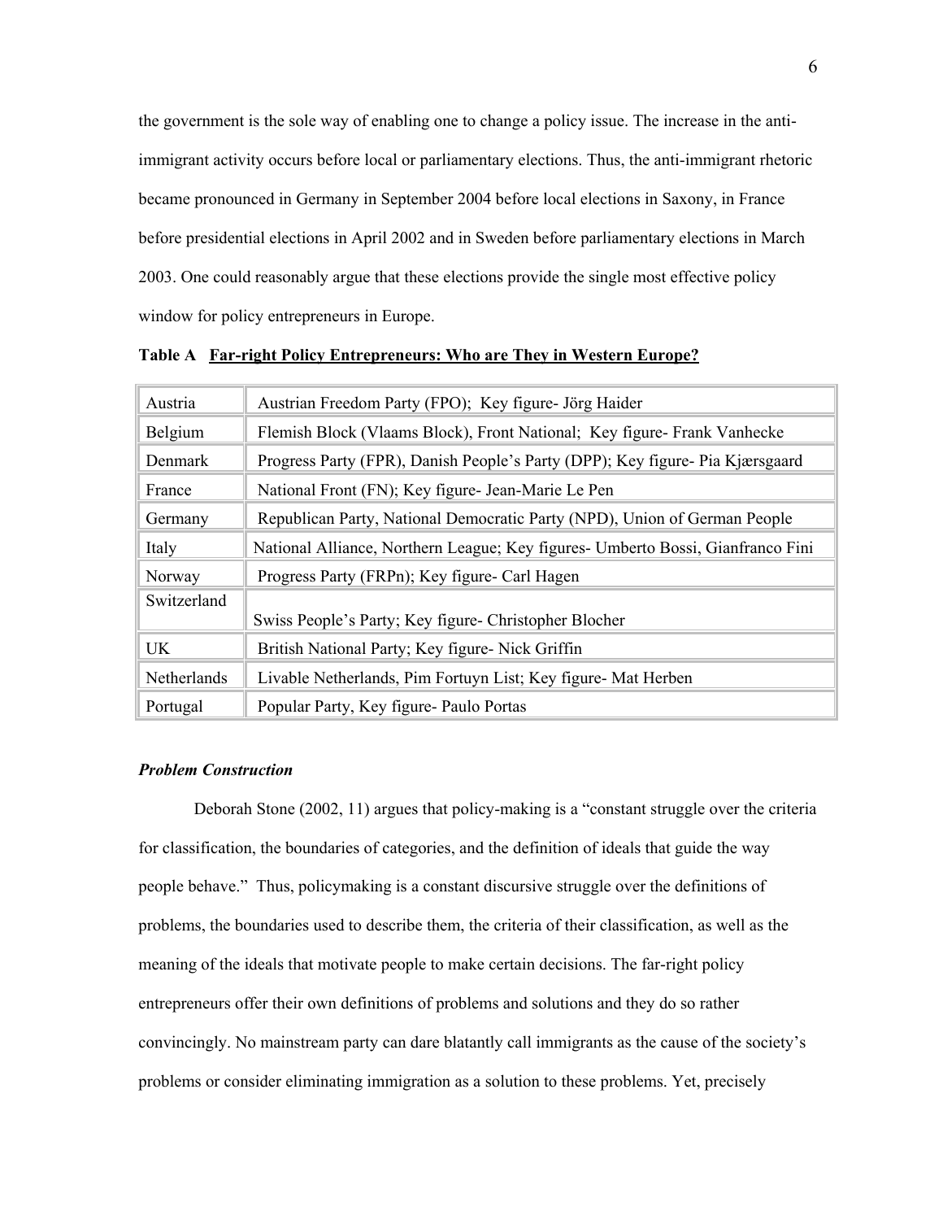the government is the sole way of enabling one to change a policy issue. The increase in the anti-immigrant activity occurs before local or parliamentary elections. Thus, the anti-immigrant rhetoric became pronounced in Germany in September 2004 before local elections in Saxony, in France before presidential elections in April 2002 and in Sweden before parliamentary elections in March 2003. One could reasonably argue that these elections provide the single most effective policy window for policy entrepreneurs in Europe.

**Table A Far-right Policy Entrepreneurs: Who are They in Western Europe?**

| | |
|---|---|
| Austria | Austrian Freedom Party (FPO); Key figure- Jörg Haider |
| Belgium | Flemish Block (Vlaams Block), Front National; Key figure- Frank Vanhecke |
| Denmark | Progress Party (FPR), Danish People's Party (DPP); Key figure- Pia Kjærsgaard |
| France | National Front (FN); Key figure- Jean-Marie Le Pen |
| Germany | Republican Party, National Democratic Party (NPD), Union of German People |
| Italy | National Alliance, Northern League; Key figures- Umberto Bossi, Gianfranco Fini |
| Norway | Progress Party (FRPn); Key figure- Carl Hagen |
| Switzerland | Swiss People's Party; Key figure- Christopher Blocher |
| UK | British National Party; Key figure- Nick Griffin |
| Netherlands | Livable Netherlands, Pim Fortuyn List; Key figure- Mat Herben |
| Portugal | Popular Party, Key figure- Paulo Portas |

***Problem Construction***

Deborah Stone (2002, 11) argues that policy-making is a "constant struggle over the criteria for classification, the boundaries of categories, and the definition of ideals that guide the way people behave." Thus, policymaking is a constant discursive struggle over the definitions of problems, the boundaries used to describe them, the criteria of their classification, as well as the meaning of the ideals that motivate people to make certain decisions. The far-right policy entrepreneurs offer their own definitions of problems and solutions and they do so rather convincingly. No mainstream party can dare blatantly call immigrants as the cause of the society's problems or consider eliminating immigration as a solution to these problems. Yet, precisely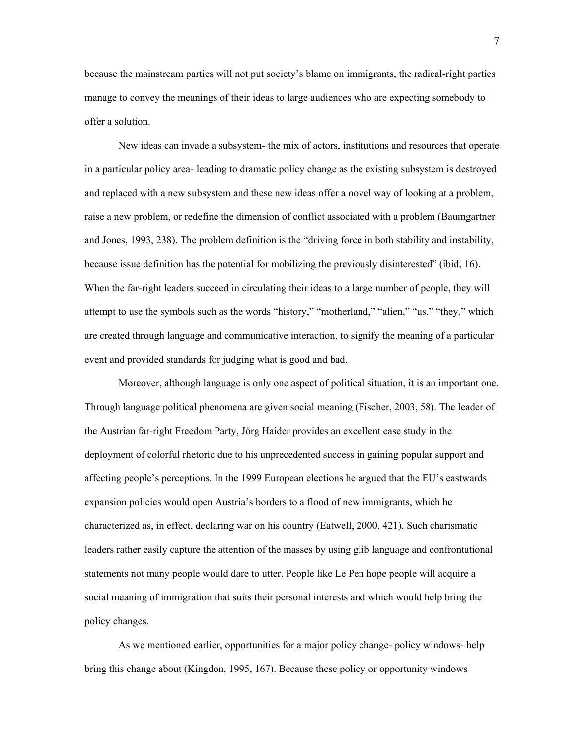because the mainstream parties will not put society's blame on immigrants, the radical-right parties manage to convey the meanings of their ideas to large audiences who are expecting somebody to offer a solution.

New ideas can invade a subsystem- the mix of actors, institutions and resources that operate in a particular policy area- leading to dramatic policy change as the existing subsystem is destroyed and replaced with a new subsystem and these new ideas offer a novel way of looking at a problem, raise a new problem, or redefine the dimension of conflict associated with a problem (Baumgartner and Jones, 1993, 238). The problem definition is the "driving force in both stability and instability, because issue definition has the potential for mobilizing the previously disinterested" (ibid, 16). When the far-right leaders succeed in circulating their ideas to a large number of people, they will attempt to use the symbols such as the words "history," "motherland," "alien," "us," "they," which are created through language and communicative interaction, to signify the meaning of a particular event and provided standards for judging what is good and bad.

Moreover, although language is only one aspect of political situation, it is an important one. Through language political phenomena are given social meaning (Fischer, 2003, 58). The leader of the Austrian far-right Freedom Party, Jörg Haider provides an excellent case study in the deployment of colorful rhetoric due to his unprecedented success in gaining popular support and affecting people's perceptions. In the 1999 European elections he argued that the EU's eastwards expansion policies would open Austria's borders to a flood of new immigrants, which he characterized as, in effect, declaring war on his country (Eatwell, 2000, 421). Such charismatic leaders rather easily capture the attention of the masses by using glib language and confrontational statements not many people would dare to utter. People like Le Pen hope people will acquire a social meaning of immigration that suits their personal interests and which would help bring the policy changes.

As we mentioned earlier, opportunities for a major policy change- policy windows- help bring this change about (Kingdon, 1995, 167). Because these policy or opportunity windows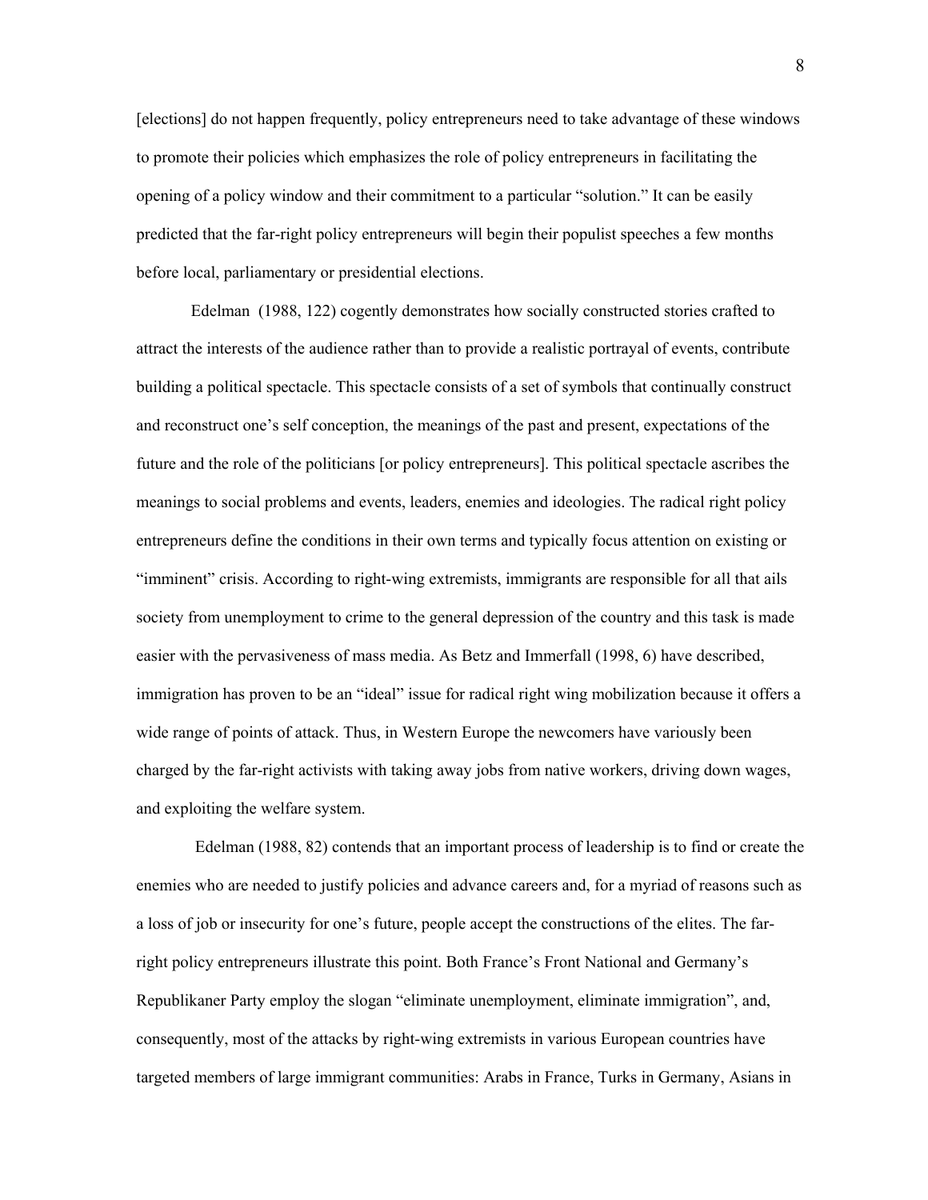[elections] do not happen frequently, policy entrepreneurs need to take advantage of these windows to promote their policies which emphasizes the role of policy entrepreneurs in facilitating the opening of a policy window and their commitment to a particular "solution." It can be easily predicted that the far-right policy entrepreneurs will begin their populist speeches a few months before local, parliamentary or presidential elections.

Edelman (1988, 122) cogently demonstrates how socially constructed stories crafted to attract the interests of the audience rather than to provide a realistic portrayal of events, contribute building a political spectacle. This spectacle consists of a set of symbols that continually construct and reconstruct one's self conception, the meanings of the past and present, expectations of the future and the role of the politicians [or policy entrepreneurs]. This political spectacle ascribes the meanings to social problems and events, leaders, enemies and ideologies. The radical right policy entrepreneurs define the conditions in their own terms and typically focus attention on existing or "imminent" crisis. According to right-wing extremists, immigrants are responsible for all that ails society from unemployment to crime to the general depression of the country and this task is made easier with the pervasiveness of mass media. As Betz and Immerfall (1998, 6) have described, immigration has proven to be an "ideal" issue for radical right wing mobilization because it offers a wide range of points of attack. Thus, in Western Europe the newcomers have variously been charged by the far-right activists with taking away jobs from native workers, driving down wages, and exploiting the welfare system.

Edelman (1988, 82) contends that an important process of leadership is to find or create the enemies who are needed to justify policies and advance careers and, for a myriad of reasons such as a loss of job or insecurity for one's future, people accept the constructions of the elites. The far-right policy entrepreneurs illustrate this point. Both France's Front National and Germany's Republikaner Party employ the slogan "eliminate unemployment, eliminate immigration", and, consequently, most of the attacks by right-wing extremists in various European countries have targeted members of large immigrant communities: Arabs in France, Turks in Germany, Asians in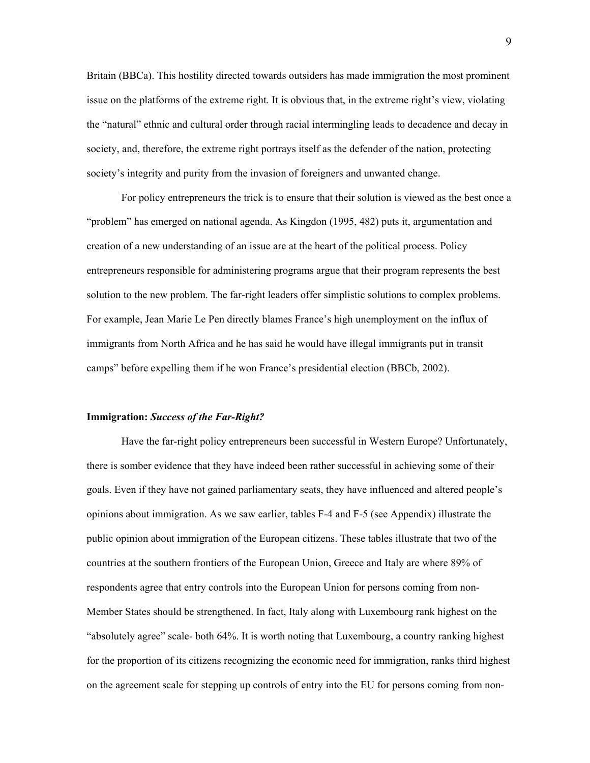Britain (BBCa). This hostility directed towards outsiders has made immigration the most prominent issue on the platforms of the extreme right. It is obvious that, in the extreme right's view, violating the "natural" ethnic and cultural order through racial intermingling leads to decadence and decay in society, and, therefore, the extreme right portrays itself as the defender of the nation, protecting society's integrity and purity from the invasion of foreigners and unwanted change.

For policy entrepreneurs the trick is to ensure that their solution is viewed as the best once a "problem" has emerged on national agenda. As Kingdon (1995, 482) puts it, argumentation and creation of a new understanding of an issue are at the heart of the political process. Policy entrepreneurs responsible for administering programs argue that their program represents the best solution to the new problem. The far-right leaders offer simplistic solutions to complex problems. For example, Jean Marie Le Pen directly blames France's high unemployment on the influx of immigrants from North Africa and he has said he would have illegal immigrants put in transit camps" before expelling them if he won France's presidential election (BBCb, 2002).

**Immigration:** ***Success of the Far-Right?***

Have the far-right policy entrepreneurs been successful in Western Europe? Unfortunately, there is somber evidence that they have indeed been rather successful in achieving some of their goals. Even if they have not gained parliamentary seats, they have influenced and altered people's opinions about immigration. As we saw earlier, tables F-4 and F-5 (see Appendix) illustrate the public opinion about immigration of the European citizens. These tables illustrate that two of the countries at the southern frontiers of the European Union, Greece and Italy are where 89% of respondents agree that entry controls into the European Union for persons coming from non-Member States should be strengthened. In fact, Italy along with Luxembourg rank highest on the "absolutely agree" scale- both 64%. It is worth noting that Luxembourg, a country ranking highest for the proportion of its citizens recognizing the economic need for immigration, ranks third highest on the agreement scale for stepping up controls of entry into the EU for persons coming from non-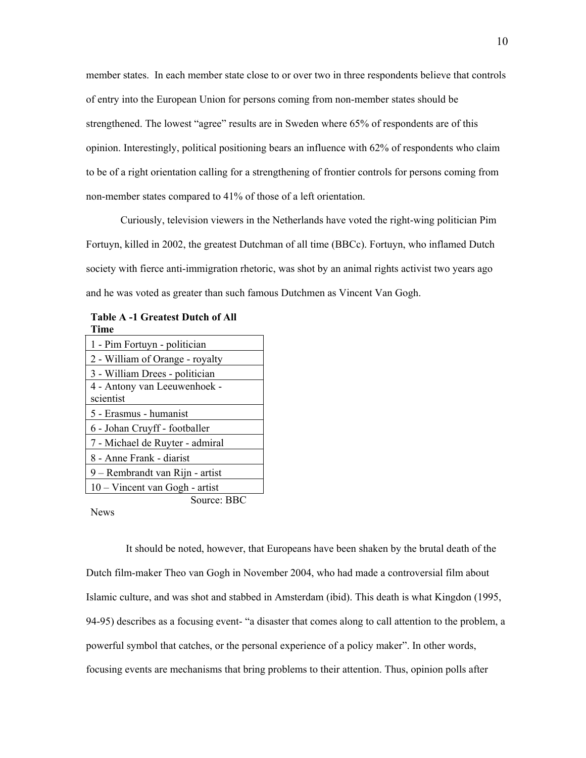member states. In each member state close to or over two in three respondents believe that controls of entry into the European Union for persons coming from non-member states should be strengthened. The lowest "agree" results are in Sweden where 65% of respondents are of this opinion. Interestingly, political positioning bears an influence with 62% of respondents who claim to be of a right orientation calling for a strengthening of frontier controls for persons coming from non-member states compared to 41% of those of a left orientation.

Curiously, television viewers in the Netherlands have voted the right-wing politician Pim Fortuyn, killed in 2002, the greatest Dutchman of all time (BBCc). Fortuyn, who inflamed Dutch society with fierce anti-immigration rhetoric, was shot by an animal rights activist two years ago and he was voted as greater than such famous Dutchmen as Vincent Van Gogh.

**Table A -1 Greatest Dutch of All Time**

| |
|---|
| 1 - Pim Fortuyn - politician |
| 2 - William of Orange - royalty |
| 3 - William Drees - politician |
| 4 - Antony van Leeuwenhoek - scientist |
| 5 - Erasmus - humanist |
| 6 - Johan Cruyff - footballer |
| 7 - Michael de Ruyter - admiral |
| 8 - Anne Frank - diarist |
| 9 – Rembrandt van Rijn - artist |
| 10 – Vincent van Gogh - artist |

Source: BBC News

It should be noted, however, that Europeans have been shaken by the brutal death of the Dutch film-maker Theo van Gogh in November 2004, who had made a controversial film about Islamic culture, and was shot and stabbed in Amsterdam (ibid). This death is what Kingdon (1995, 94-95) describes as a focusing event- "a disaster that comes along to call attention to the problem, a powerful symbol that catches, or the personal experience of a policy maker". In other words, focusing events are mechanisms that bring problems to their attention. Thus, opinion polls after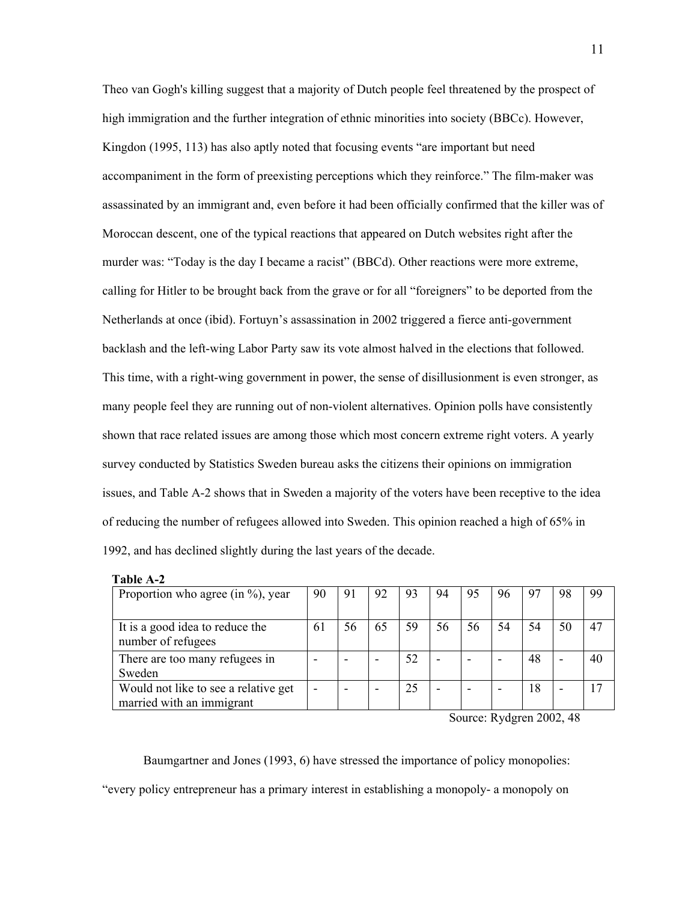Theo van Gogh's killing suggest that a majority of Dutch people feel threatened by the prospect of high immigration and the further integration of ethnic minorities into society (BBCc). However, Kingdon (1995, 113) has also aptly noted that focusing events "are important but need accompaniment in the form of preexisting perceptions which they reinforce." The film-maker was assassinated by an immigrant and, even before it had been officially confirmed that the killer was of Moroccan descent, one of the typical reactions that appeared on Dutch websites right after the murder was: "Today is the day I became a racist" (BBCd). Other reactions were more extreme, calling for Hitler to be brought back from the grave or for all "foreigners" to be deported from the Netherlands at once (ibid). Fortuyn's assassination in 2002 triggered a fierce anti-government backlash and the left-wing Labor Party saw its vote almost halved in the elections that followed. This time, with a right-wing government in power, the sense of disillusionment is even stronger, as many people feel they are running out of non-violent alternatives. Opinion polls have consistently shown that race related issues are among those which most concern extreme right voters. A yearly survey conducted by Statistics Sweden bureau asks the citizens their opinions on immigration issues, and Table A-2 shows that in Sweden a majority of the voters have been receptive to the idea of reducing the number of refugees allowed into Sweden. This opinion reached a high of 65% in 1992, and has declined slightly during the last years of the decade.

**Table A-2**

| Proportion who agree (in %), year | 90 | 91 | 92 | 93 | 94 | 95 | 96 | 97 | 98 | 99 |
|---|---|---|---|---|---|---|---|---|---|---|
| It is a good idea to reduce the number of refugees | 61 | 56 | 65 | 59 | 56 | 56 | 54 | 54 | 50 | 47 |
| There are too many refugees in Sweden | - | - | - | 52 | - | - | - | 48 | - | 40 |
| Would not like to see a relative get married with an immigrant | - | - | - | 25 | - | - | - | 18 | - | 17 |

Source: Rydgren 2002, 48

Baumgartner and Jones (1993, 6) have stressed the importance of policy monopolies: "every policy entrepreneur has a primary interest in establishing a monopoly- a monopoly on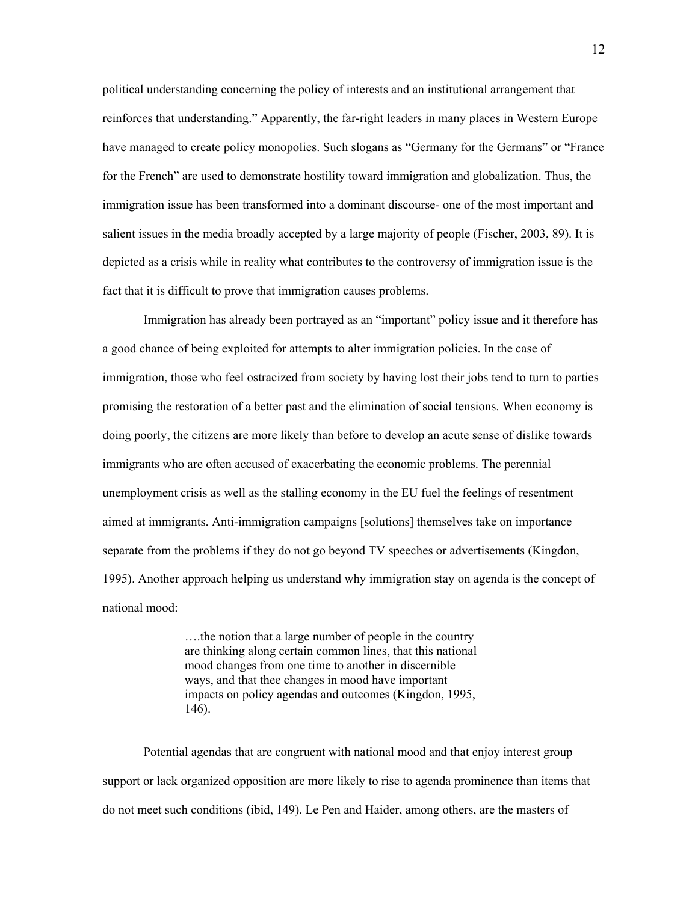political understanding concerning the policy of interests and an institutional arrangement that reinforces that understanding." Apparently, the far-right leaders in many places in Western Europe have managed to create policy monopolies. Such slogans as "Germany for the Germans" or "France for the French" are used to demonstrate hostility toward immigration and globalization. Thus, the immigration issue has been transformed into a dominant discourse- one of the most important and salient issues in the media broadly accepted by a large majority of people (Fischer, 2003, 89). It is depicted as a crisis while in reality what contributes to the controversy of immigration issue is the fact that it is difficult to prove that immigration causes problems.

Immigration has already been portrayed as an "important" policy issue and it therefore has a good chance of being exploited for attempts to alter immigration policies. In the case of immigration, those who feel ostracized from society by having lost their jobs tend to turn to parties promising the restoration of a better past and the elimination of social tensions. When economy is doing poorly, the citizens are more likely than before to develop an acute sense of dislike towards immigrants who are often accused of exacerbating the economic problems. The perennial unemployment crisis as well as the stalling economy in the EU fuel the feelings of resentment aimed at immigrants. Anti-immigration campaigns [solutions] themselves take on importance separate from the problems if they do not go beyond TV speeches or advertisements (Kingdon, 1995). Another approach helping us understand why immigration stay on agenda is the concept of national mood:

> ….the notion that a large number of people in the country are thinking along certain common lines, that this national mood changes from one time to another in discernible ways, and that thee changes in mood have important impacts on policy agendas and outcomes (Kingdon, 1995, 146).

Potential agendas that are congruent with national mood and that enjoy interest group support or lack organized opposition are more likely to rise to agenda prominence than items that do not meet such conditions (ibid, 149). Le Pen and Haider, among others, are the masters of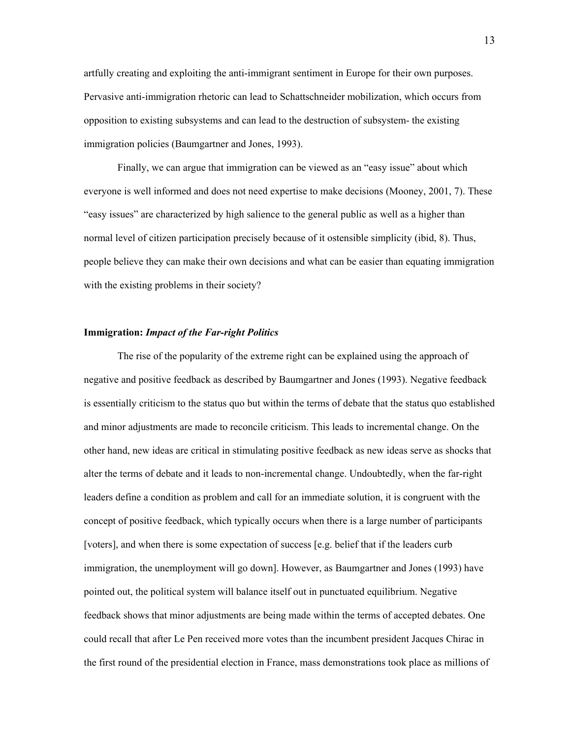artfully creating and exploiting the anti-immigrant sentiment in Europe for their own purposes. Pervasive anti-immigration rhetoric can lead to Schattschneider mobilization, which occurs from opposition to existing subsystems and can lead to the destruction of subsystem- the existing immigration policies (Baumgartner and Jones, 1993).

Finally, we can argue that immigration can be viewed as an "easy issue" about which everyone is well informed and does not need expertise to make decisions (Mooney, 2001, 7). These "easy issues" are characterized by high salience to the general public as well as a higher than normal level of citizen participation precisely because of it ostensible simplicity (ibid, 8). Thus, people believe they can make their own decisions and what can be easier than equating immigration with the existing problems in their society?

### **Immigration:** ***Impact of the Far-right Politics***

The rise of the popularity of the extreme right can be explained using the approach of negative and positive feedback as described by Baumgartner and Jones (1993). Negative feedback is essentially criticism to the status quo but within the terms of debate that the status quo established and minor adjustments are made to reconcile criticism. This leads to incremental change. On the other hand, new ideas are critical in stimulating positive feedback as new ideas serve as shocks that alter the terms of debate and it leads to non-incremental change. Undoubtedly, when the far-right leaders define a condition as problem and call for an immediate solution, it is congruent with the concept of positive feedback, which typically occurs when there is a large number of participants [voters], and when there is some expectation of success [e.g. belief that if the leaders curb immigration, the unemployment will go down]. However, as Baumgartner and Jones (1993) have pointed out, the political system will balance itself out in punctuated equilibrium. Negative feedback shows that minor adjustments are being made within the terms of accepted debates. One could recall that after Le Pen received more votes than the incumbent president Jacques Chirac in the first round of the presidential election in France, mass demonstrations took place as millions of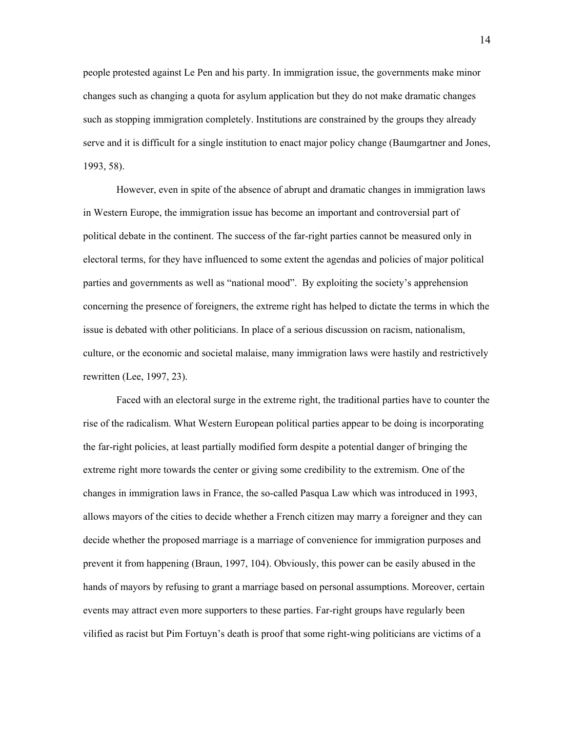people protested against Le Pen and his party. In immigration issue, the governments make minor changes such as changing a quota for asylum application but they do not make dramatic changes such as stopping immigration completely. Institutions are constrained by the groups they already serve and it is difficult for a single institution to enact major policy change (Baumgartner and Jones, 1993, 58).

However, even in spite of the absence of abrupt and dramatic changes in immigration laws in Western Europe, the immigration issue has become an important and controversial part of political debate in the continent. The success of the far-right parties cannot be measured only in electoral terms, for they have influenced to some extent the agendas and policies of major political parties and governments as well as "national mood". By exploiting the society's apprehension concerning the presence of foreigners, the extreme right has helped to dictate the terms in which the issue is debated with other politicians. In place of a serious discussion on racism, nationalism, culture, or the economic and societal malaise, many immigration laws were hastily and restrictively rewritten (Lee, 1997, 23).

Faced with an electoral surge in the extreme right, the traditional parties have to counter the rise of the radicalism. What Western European political parties appear to be doing is incorporating the far-right policies, at least partially modified form despite a potential danger of bringing the extreme right more towards the center or giving some credibility to the extremism. One of the changes in immigration laws in France, the so-called Pasqua Law which was introduced in 1993, allows mayors of the cities to decide whether a French citizen may marry a foreigner and they can decide whether the proposed marriage is a marriage of convenience for immigration purposes and prevent it from happening (Braun, 1997, 104). Obviously, this power can be easily abused in the hands of mayors by refusing to grant a marriage based on personal assumptions. Moreover, certain events may attract even more supporters to these parties. Far-right groups have regularly been vilified as racist but Pim Fortuyn's death is proof that some right-wing politicians are victims of a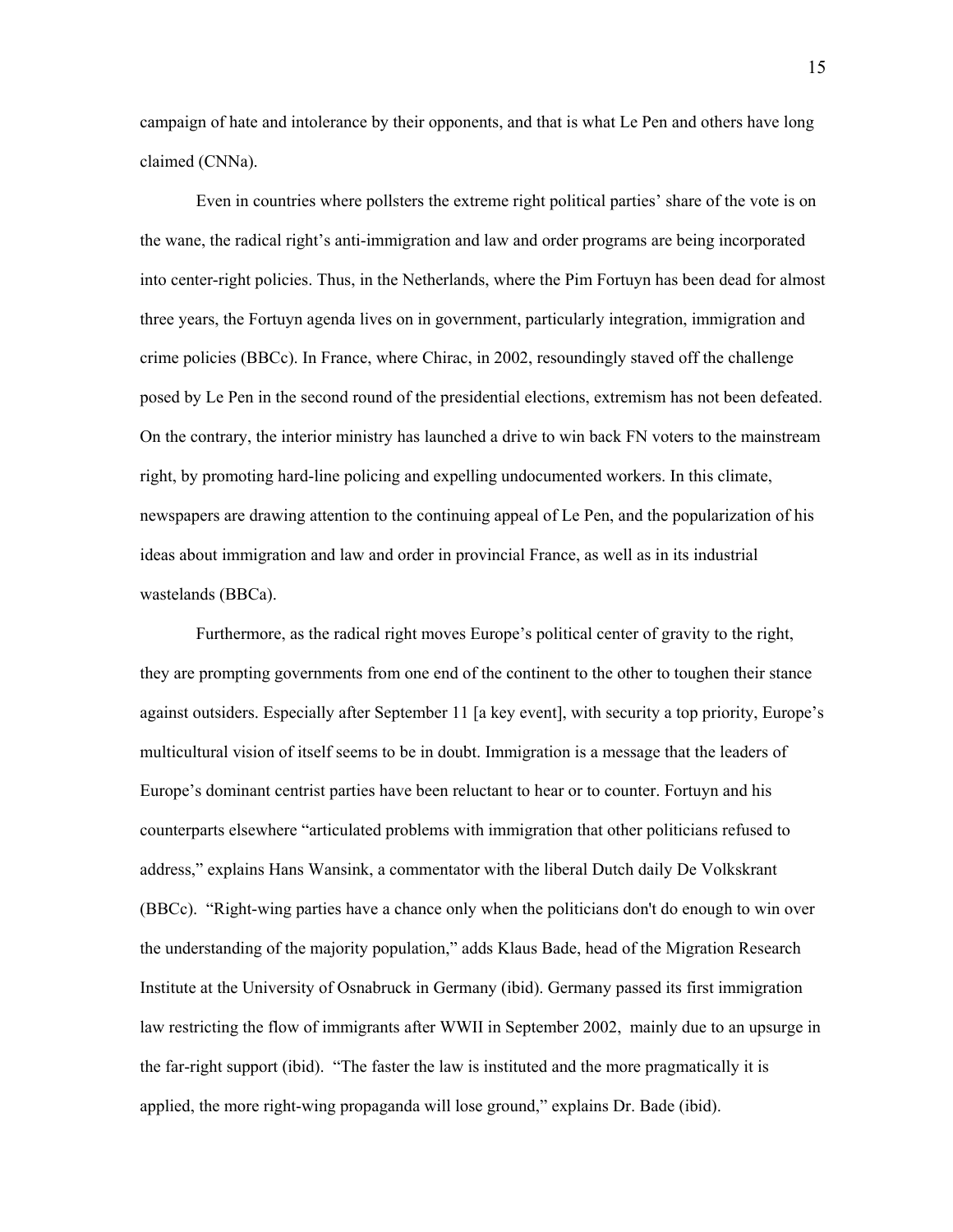campaign of hate and intolerance by their opponents, and that is what Le Pen and others have long claimed (CNNa).

Even in countries where pollsters the extreme right political parties' share of the vote is on the wane, the radical right's anti-immigration and law and order programs are being incorporated into center-right policies. Thus, in the Netherlands, where the Pim Fortuyn has been dead for almost three years, the Fortuyn agenda lives on in government, particularly integration, immigration and crime policies (BBCc). In France, where Chirac, in 2002, resoundingly staved off the challenge posed by Le Pen in the second round of the presidential elections, extremism has not been defeated. On the contrary, the interior ministry has launched a drive to win back FN voters to the mainstream right, by promoting hard-line policing and expelling undocumented workers. In this climate, newspapers are drawing attention to the continuing appeal of Le Pen, and the popularization of his ideas about immigration and law and order in provincial France, as well as in its industrial wastelands (BBCa).

Furthermore, as the radical right moves Europe's political center of gravity to the right, they are prompting governments from one end of the continent to the other to toughen their stance against outsiders. Especially after September 11 [a key event], with security a top priority, Europe's multicultural vision of itself seems to be in doubt. Immigration is a message that the leaders of Europe's dominant centrist parties have been reluctant to hear or to counter. Fortuyn and his counterparts elsewhere "articulated problems with immigration that other politicians refused to address," explains Hans Wansink, a commentator with the liberal Dutch daily De Volkskrant (BBCc). "Right-wing parties have a chance only when the politicians don't do enough to win over the understanding of the majority population," adds Klaus Bade, head of the Migration Research Institute at the University of Osnabruck in Germany (ibid). Germany passed its first immigration law restricting the flow of immigrants after WWII in September 2002, mainly due to an upsurge in the far-right support (ibid). "The faster the law is instituted and the more pragmatically it is applied, the more right-wing propaganda will lose ground," explains Dr. Bade (ibid).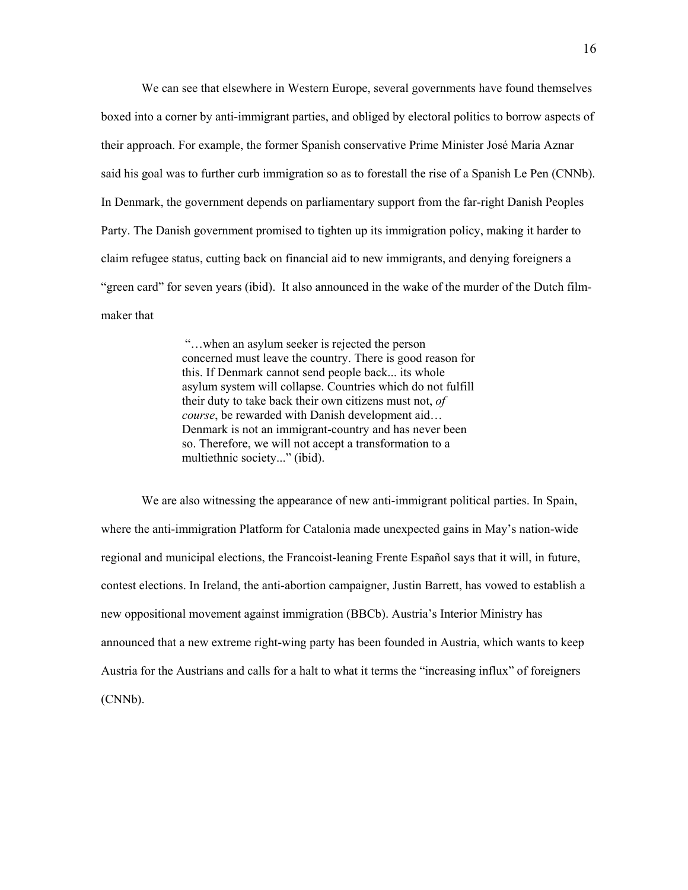We can see that elsewhere in Western Europe, several governments have found themselves boxed into a corner by anti-immigrant parties, and obliged by electoral politics to borrow aspects of their approach. For example, the former Spanish conservative Prime Minister José Maria Aznar said his goal was to further curb immigration so as to forestall the rise of a Spanish Le Pen (CNNb). In Denmark, the government depends on parliamentary support from the far-right Danish Peoples Party. The Danish government promised to tighten up its immigration policy, making it harder to claim refugee status, cutting back on financial aid to new immigrants, and denying foreigners a "green card" for seven years (ibid). It also announced in the wake of the murder of the Dutch film-maker that

> "…when an asylum seeker is rejected the person concerned must leave the country. There is good reason for this. If Denmark cannot send people back... its whole asylum system will collapse. Countries which do not fulfill their duty to take back their own citizens must not, *of course*, be rewarded with Danish development aid… Denmark is not an immigrant-country and has never been so. Therefore, we will not accept a transformation to a multiethnic society..." (ibid).

We are also witnessing the appearance of new anti-immigrant political parties. In Spain, where the anti-immigration Platform for Catalonia made unexpected gains in May's nation-wide regional and municipal elections, the Francoist-leaning Frente Español says that it will, in future, contest elections. In Ireland, the anti-abortion campaigner, Justin Barrett, has vowed to establish a new oppositional movement against immigration (BBCb). Austria's Interior Ministry has announced that a new extreme right-wing party has been founded in Austria, which wants to keep Austria for the Austrians and calls for a halt to what it terms the "increasing influx" of foreigners (CNNb).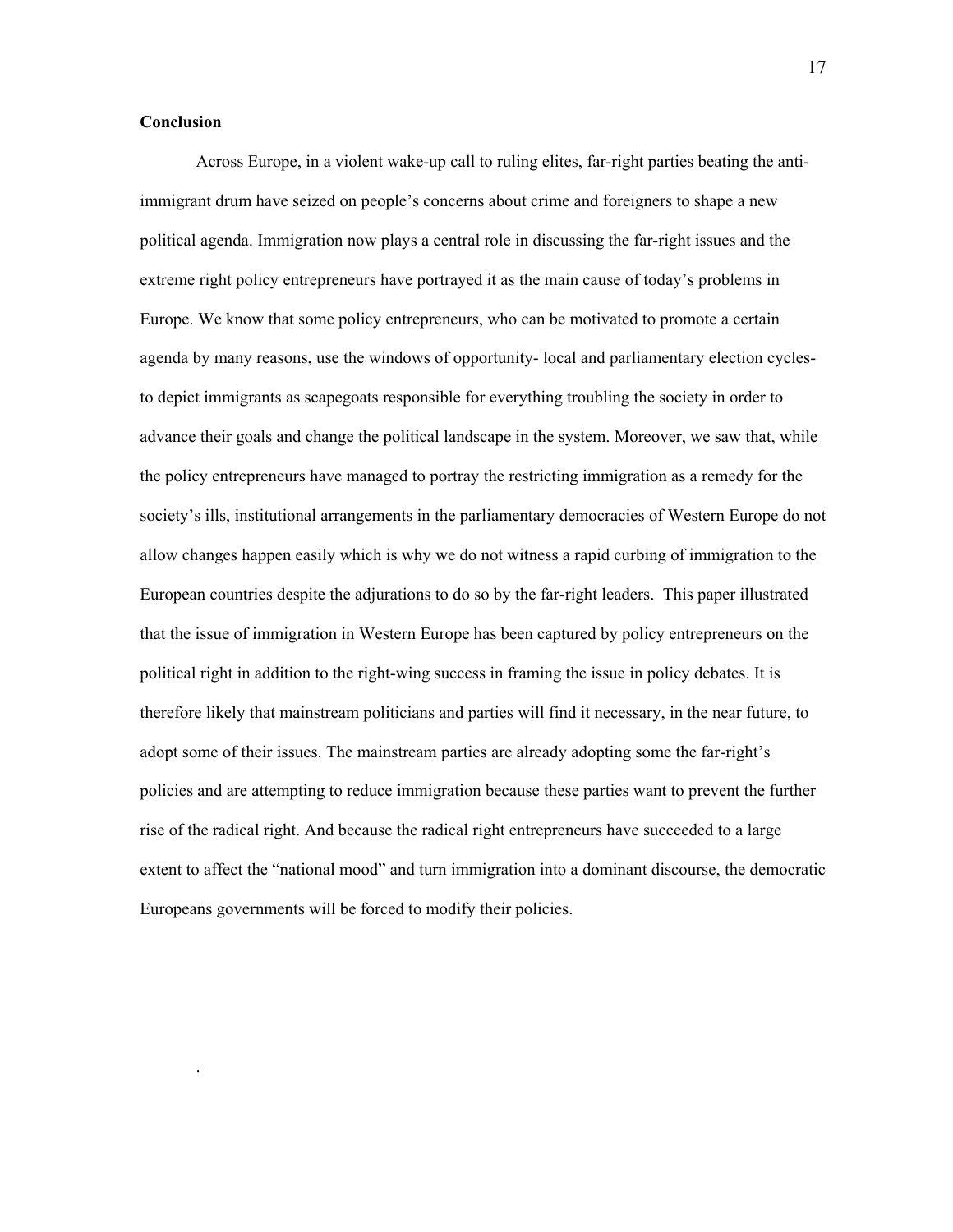**Conclusion**

Across Europe, in a violent wake-up call to ruling elites, far-right parties beating the anti-immigrant drum have seized on people's concerns about crime and foreigners to shape a new political agenda. Immigration now plays a central role in discussing the far-right issues and the extreme right policy entrepreneurs have portrayed it as the main cause of today's problems in Europe. We know that some policy entrepreneurs, who can be motivated to promote a certain agenda by many reasons, use the windows of opportunity- local and parliamentary election cycles- to depict immigrants as scapegoats responsible for everything troubling the society in order to advance their goals and change the political landscape in the system. Moreover, we saw that, while the policy entrepreneurs have managed to portray the restricting immigration as a remedy for the society's ills, institutional arrangements in the parliamentary democracies of Western Europe do not allow changes happen easily which is why we do not witness a rapid curbing of immigration to the European countries despite the adjurations to do so by the far-right leaders. This paper illustrated that the issue of immigration in Western Europe has been captured by policy entrepreneurs on the political right in addition to the right-wing success in framing the issue in policy debates. It is therefore likely that mainstream politicians and parties will find it necessary, in the near future, to adopt some of their issues. The mainstream parties are already adopting some the far-right's policies and are attempting to reduce immigration because these parties want to prevent the further rise of the radical right. And because the radical right entrepreneurs have succeeded to a large extent to affect the "national mood" and turn immigration into a dominant discourse, the democratic Europeans governments will be forced to modify their policies.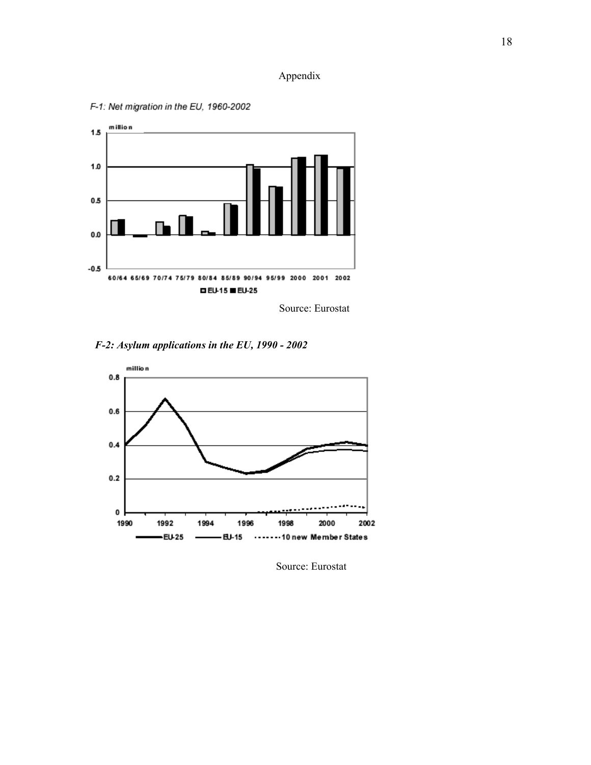Appendix

F-1: Net migration in the EU, 1960-2002

Source: Eurostat

***F-2: Asylum applications in the EU, 1990 - 2002***

Source: Eurostat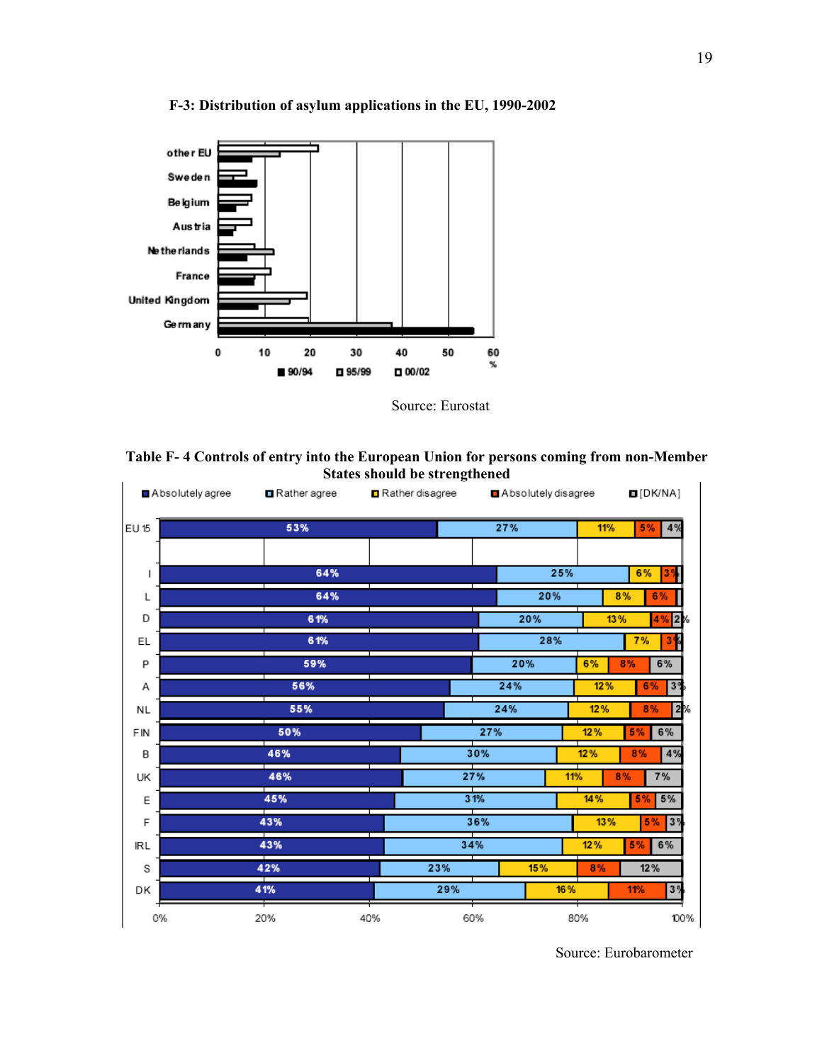**F-3: Distribution of asylum applications in the EU, 1990-2002**

Source: Eurostat

**Table F- 4 Controls of entry into the European Union for persons coming from non-Member States should be strengthened**

| | Absolutely agree | Rather agree | Rather disagree | Absolutely disagree | [DK/NA] |
|---|---|---|---|---|---|
| EU 15 | 53% | 27% | 11% | 5% | 4% |
| I | 64% | 25% | 6% | 3% | |
| L | 64% | 20% | 8% | 6% | |
| D | 61% | 20% | 13% | 4% | 2% |
| EL | 61% | 28% | 7% | 3% | |
| P | 59% | 20% | 6% | 8% | 6% |
| A | 56% | 24% | 12% | 6% | 3% |
| NL | 55% | 24% | 12% | 8% | 2% |
| FIN | 50% | 27% | 12% | 5% | 6% |
| B | 46% | 30% | 12% | 8% | 4% |
| UK | 46% | 27% | 11% | 8% | 7% |
| E | 45% | 31% | 14% | 5% | 5% |
| F | 43% | 36% | 13% | 5% | 3% |
| IRL | 43% | 34% | 12% | 5% | 6% |
| S | 42% | 23% | 15% | 8% | 12% |
| DK | 41% | 29% | 16% | 11% | 3% |

Source: Eurobarometer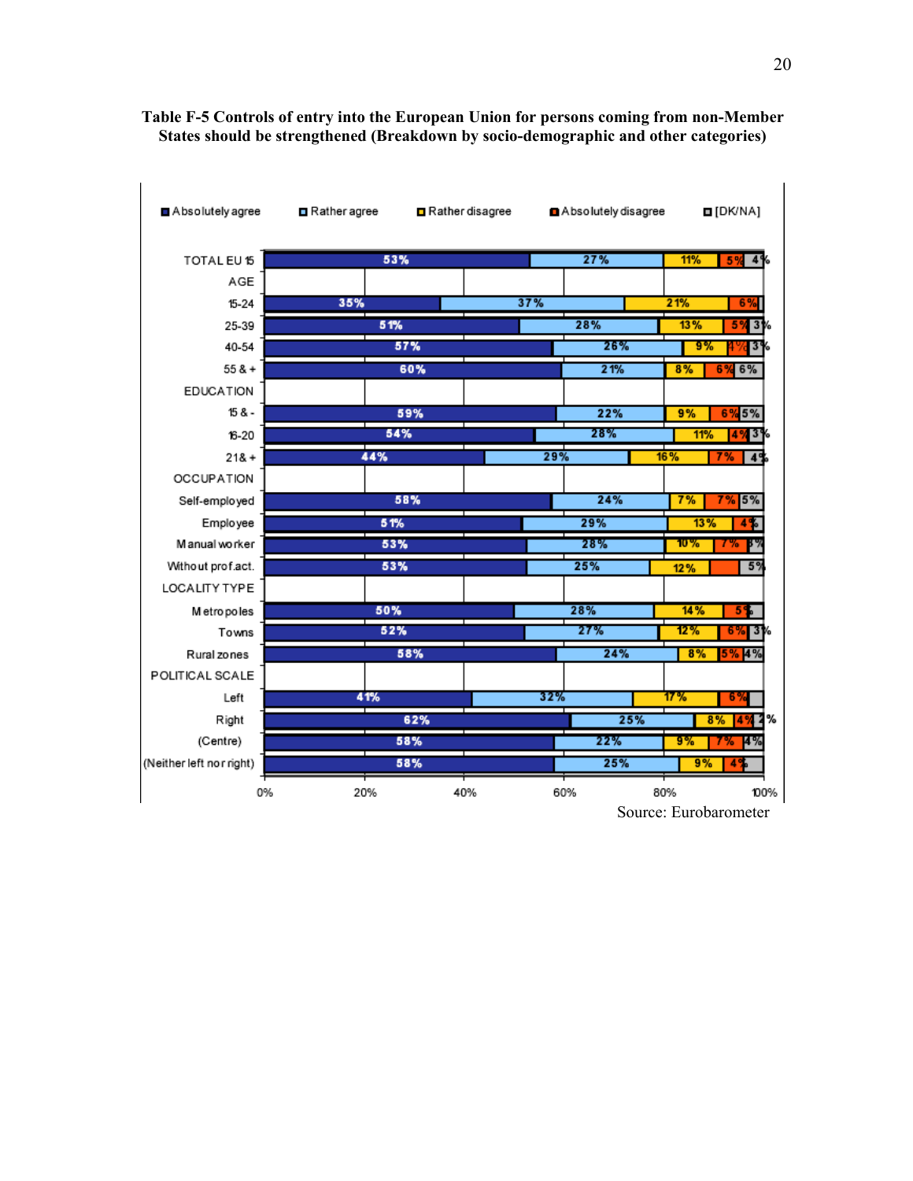**Table F-5 Controls of entry into the European Union for persons coming from non-Member States should be strengthened (Breakdown by socio-demographic and other categories)**

| | Absolutely agree | Rather agree | Rather disagree | Absolutely disagree | [DK/NA] |
|---|---|---|---|---|---|
| TOTAL EU 15 | 53% | 27% | 11% | 5% | 4% |
| **AGE** | | | | | |
| 15-24 | 35% | 37% | 21% | 6% | |
| 25-39 | 51% | 28% | 13% | 5% | 3% |
| 40-54 | 57% | 26% | 9% | 4% | 3% |
| 55 & + | 60% | 21% | 8% | 6% | 6% |
| **EDUCATION** | | | | | |
| 15 & - | 59% | 22% | 9% | 6% | 5% |
| 16-20 | 54% | 28% | 11% | 4% | 3% |
| 21 & + | 44% | 29% | 16% | 7% | 4% |
| **OCCUPATION** | | | | | |
| Self-employed | 58% | 24% | 7% | 7% | 5% |
| Employee | 51% | 29% | 13% | 4% | |
| Manual worker | 53% | 28% | 10% | 7% | 3% |
| Without prof.act. | 53% | 25% | 12% | | 5% |
| **LOCALITY TYPE** | | | | | |
| Metropoles | 50% | 28% | 14% | 5% | |
| Towns | 52% | 27% | 12% | 6% | 3% |
| Rural zones | 58% | 24% | 8% | 5% | 4% |
| **POLITICAL SCALE** | | | | | |
| Left | 41% | 32% | 17% | 6% | |
| Right | 62% | 25% | 8% | 4% | 2% |
| (Centre) | 58% | 22% | 9% | 7% | 4% |
| (Neither left nor right) | 58% | 25% | 9% | 4% | |

Source: Eurobarometer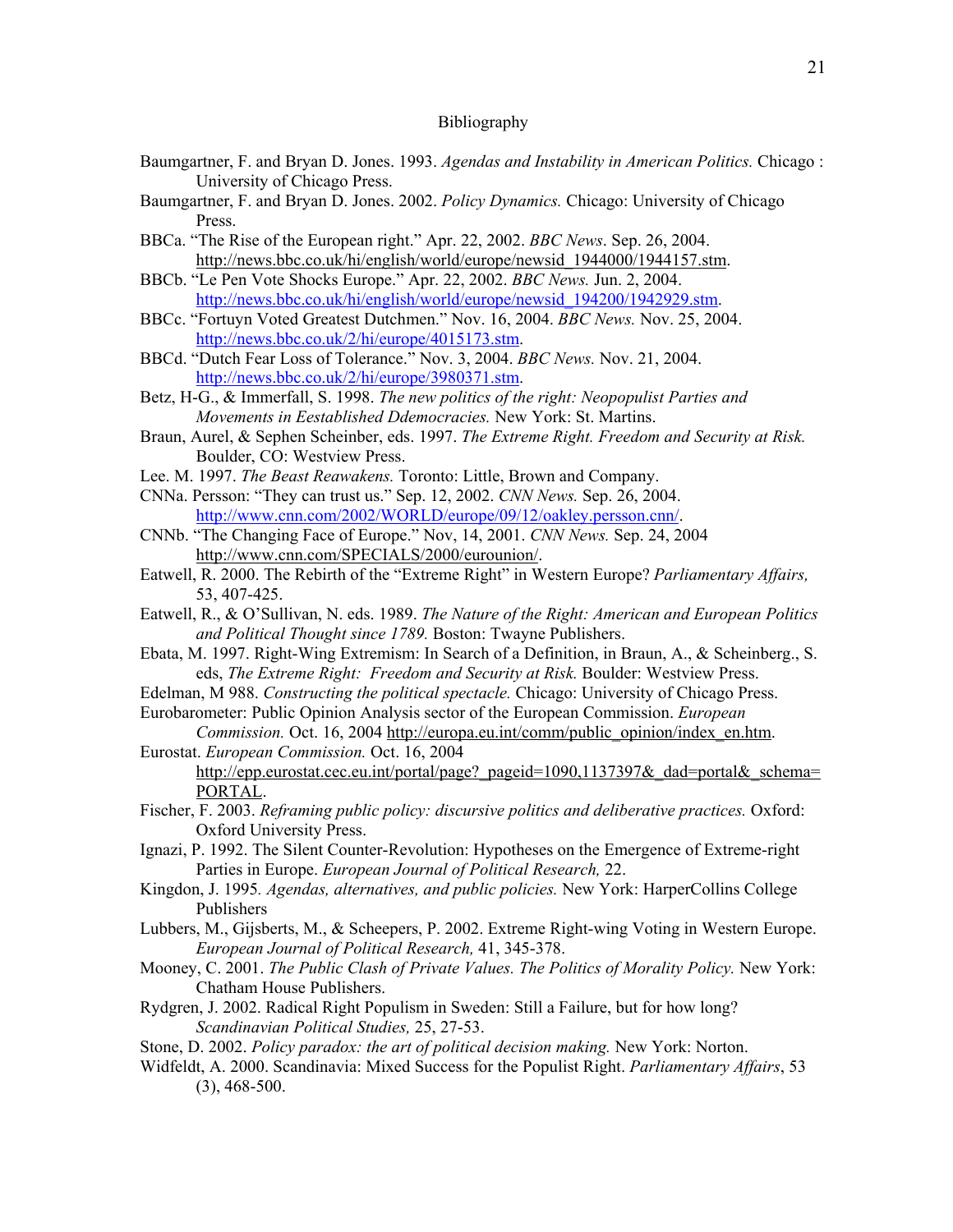# Bibliography

Baumgartner, F. and Bryan D. Jones. 1993. *Agendas and Instability in American Politics.* Chicago : University of Chicago Press.

Baumgartner, F. and Bryan D. Jones. 2002. *Policy Dynamics.* Chicago: University of Chicago Press.

BBCa. "The Rise of the European right." Apr. 22, 2002. *BBC News*. Sep. 26, 2004. http://news.bbc.co.uk/hi/english/world/europe/newsid_1944000/1944157.stm.

BBCb. "Le Pen Vote Shocks Europe." Apr. 22, 2002. *BBC News.* Jun. 2, 2004. http://news.bbc.co.uk/hi/english/world/europe/newsid_194200/1942929.stm.

BBCc. "Fortuyn Voted Greatest Dutchmen." Nov. 16, 2004. *BBC News.* Nov. 25, 2004. http://news.bbc.co.uk/2/hi/europe/4015173.stm.

BBCd. "Dutch Fear Loss of Tolerance." Nov. 3, 2004. *BBC News.* Nov. 21, 2004. http://news.bbc.co.uk/2/hi/europe/3980371.stm.

Betz, H-G., & Immerfall, S. 1998. *The new politics of the right: Neopopulist Parties and Movements in Eestablished Ddemocracies.* New York: St. Martins.

Braun, Aurel, & Sephen Scheinber, eds. 1997. *The Extreme Right. Freedom and Security at Risk.* Boulder, CO: Westview Press.

Lee. M. 1997. *The Beast Reawakens.* Toronto: Little, Brown and Company.

CNNa. Persson: "They can trust us." Sep. 12, 2002. *CNN News.* Sep. 26, 2004. http://www.cnn.com/2002/WORLD/europe/09/12/oakley.persson.cnn/.

CNNb. "The Changing Face of Europe." Nov, 14, 2001. *CNN News.* Sep. 24, 2004 http://www.cnn.com/SPECIALS/2000/eurounion/.

Eatwell, R. 2000. The Rebirth of the "Extreme Right" in Western Europe? *Parliamentary Affairs,* 53, 407-425.

Eatwell, R., & O'Sullivan, N. eds. 1989. *The Nature of the Right: American and European Politics and Political Thought since 1789.* Boston: Twayne Publishers.

Ebata, M. 1997. Right-Wing Extremism: In Search of a Definition, in Braun, A., & Scheinberg., S. eds, *The Extreme Right: Freedom and Security at Risk.* Boulder: Westview Press.

Edelman, M 988. *Constructing the political spectacle.* Chicago: University of Chicago Press.

Eurobarometer: Public Opinion Analysis sector of the European Commission. *European Commission.* Oct. 16, 2004 http://europa.eu.int/comm/public_opinion/index_en.htm.

Eurostat. *European Commission.* Oct. 16, 2004 http://epp.eurostat.cec.eu.int/portal/page?_pageid=1090,1137397&_dad=portal&_schema=PORTAL.

Fischer, F. 2003. *Reframing public policy: discursive politics and deliberative practices.* Oxford: Oxford University Press.

Ignazi, P. 1992. The Silent Counter-Revolution: Hypotheses on the Emergence of Extreme-right Parties in Europe. *European Journal of Political Research,* 22.

Kingdon, J. 1995*. Agendas, alternatives, and public policies.* New York: HarperCollins College Publishers

Lubbers, M., Gijsberts, M., & Scheepers, P. 2002. Extreme Right-wing Voting in Western Europe. *European Journal of Political Research,* 41, 345-378.

Mooney, C. 2001. *The Public Clash of Private Values. The Politics of Morality Policy.* New York: Chatham House Publishers.

Rydgren, J. 2002. Radical Right Populism in Sweden: Still a Failure, but for how long? *Scandinavian Political Studies,* 25, 27-53.

Stone, D. 2002. *Policy paradox: the art of political decision making.* New York: Norton.

Widfeldt, A. 2000. Scandinavia: Mixed Success for the Populist Right. *Parliamentary Affairs*, 53 (3), 468-500.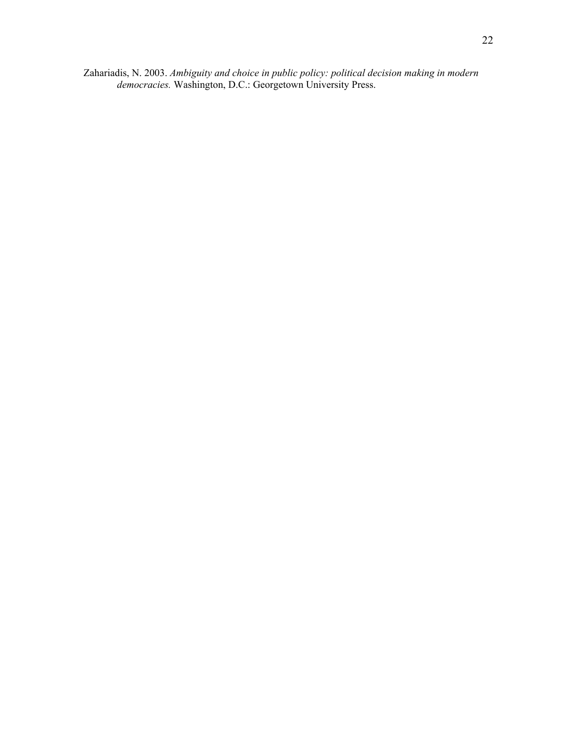Zahariadis, N. 2003. *Ambiguity and choice in public policy: political decision making in modern democracies.* Washington, D.C.: Georgetown University Press.